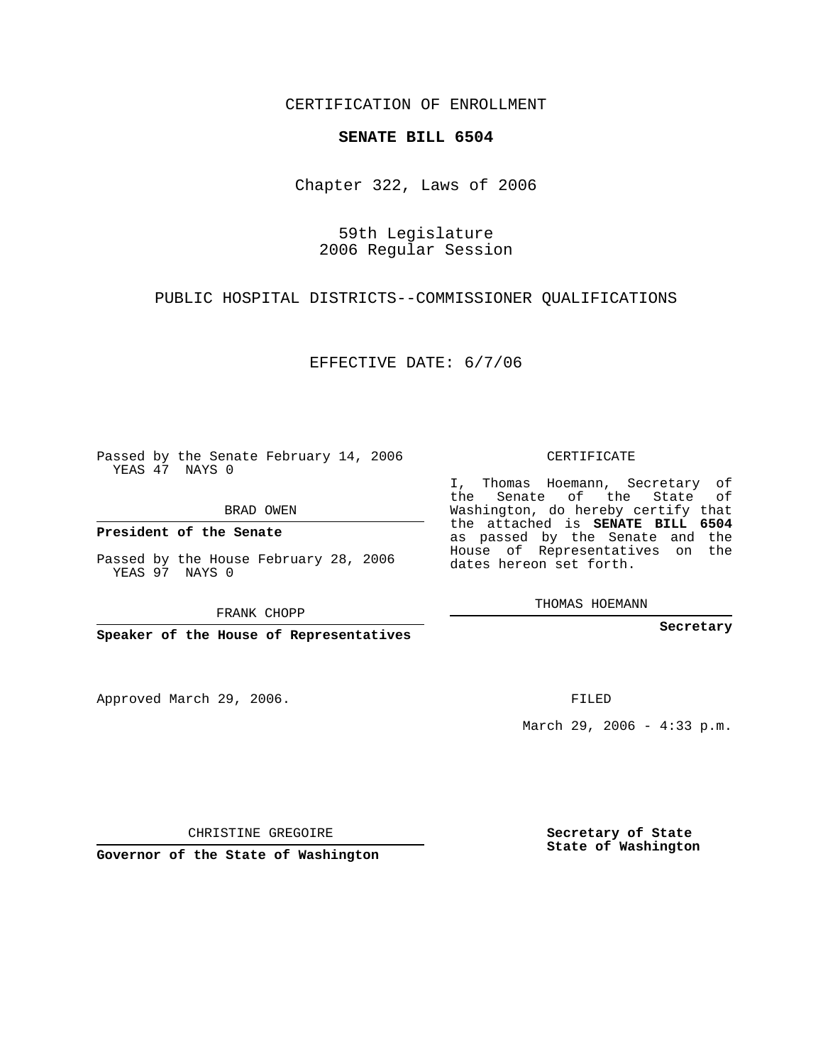CERTIFICATION OF ENROLLMENT

**SENATE BILL 6504**

Chapter 322, Laws of 2006

59th Legislature
2006 Regular Session

PUBLIC HOSPITAL DISTRICTS--COMMISSIONER QUALIFICATIONS

EFFECTIVE DATE: 6/7/06

Passed by the Senate February 14, 2006
YEAS 47 NAYS 0

BRAD OWEN

**President of the Senate**

Passed by the House February 28, 2006
YEAS 97 NAYS 0

FRANK CHOPP

**Speaker of the House of Representatives**

CERTIFICATE

I, Thomas Hoemann, Secretary of the Senate of the State of Washington, do hereby certify that the attached is **SENATE BILL 6504** as passed by the Senate and the House of Representatives on the dates hereon set forth.

THOMAS HOEMANN

**Secretary**

Approved March 29, 2006.

FILED

March 29, 2006 - 4:33 p.m.

CHRISTINE GREGOIRE

**Governor of the State of Washington**

**Secretary of State**
**State of Washington**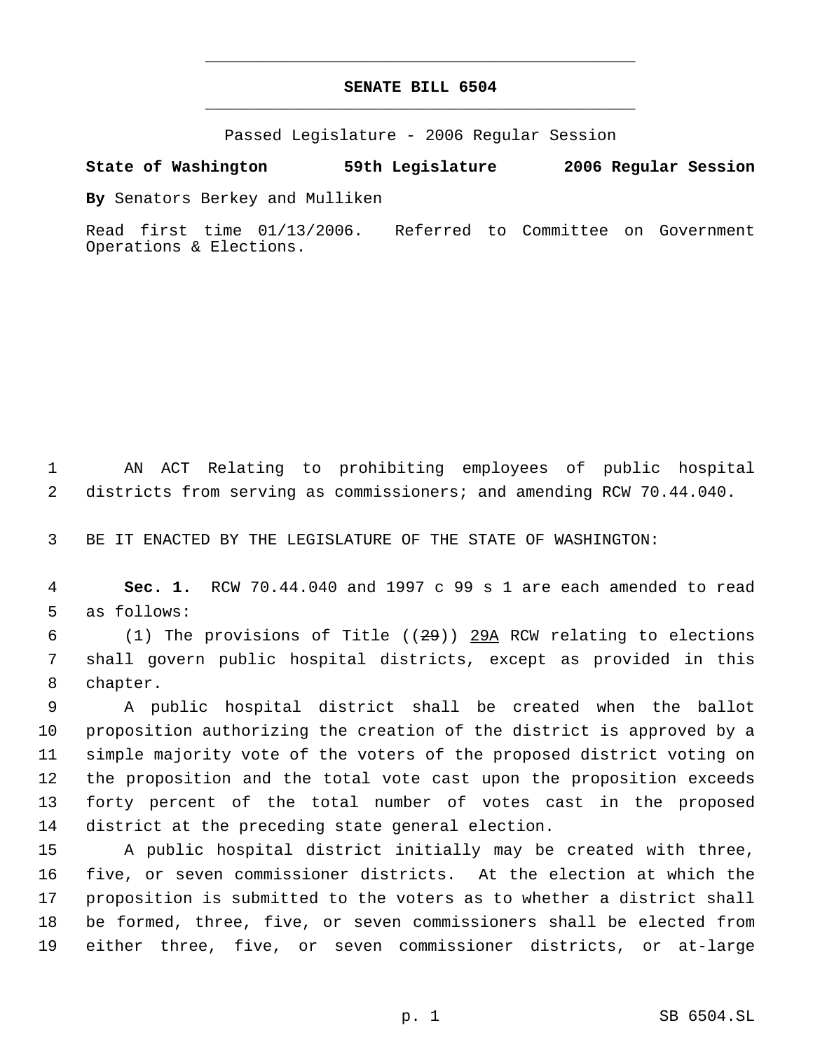# SENATE BILL 6504

Passed Legislature - 2006 Regular Session

**State of Washington 59th Legislature 2006 Regular Session**

**By** Senators Berkey and Mulliken

Read first time 01/13/2006. Referred to Committee on Government Operations & Elections.

AN ACT Relating to prohibiting employees of public hospital districts from serving as commissioners; and amending RCW 70.44.040.

BE IT ENACTED BY THE LEGISLATURE OF THE STATE OF WASHINGTON:

**Sec. 1.** RCW 70.44.040 and 1997 c 99 s 1 are each amended to read as follows:

(1) The provisions of Title ((~~29~~)) <u>29A</u> RCW relating to elections shall govern public hospital districts, except as provided in this chapter.

A public hospital district shall be created when the ballot proposition authorizing the creation of the district is approved by a simple majority vote of the voters of the proposed district voting on the proposition and the total vote cast upon the proposition exceeds forty percent of the total number of votes cast in the proposed district at the preceding state general election.

A public hospital district initially may be created with three, five, or seven commissioner districts. At the election at which the proposition is submitted to the voters as to whether a district shall be formed, three, five, or seven commissioners shall be elected from either three, five, or seven commissioner districts, or at-large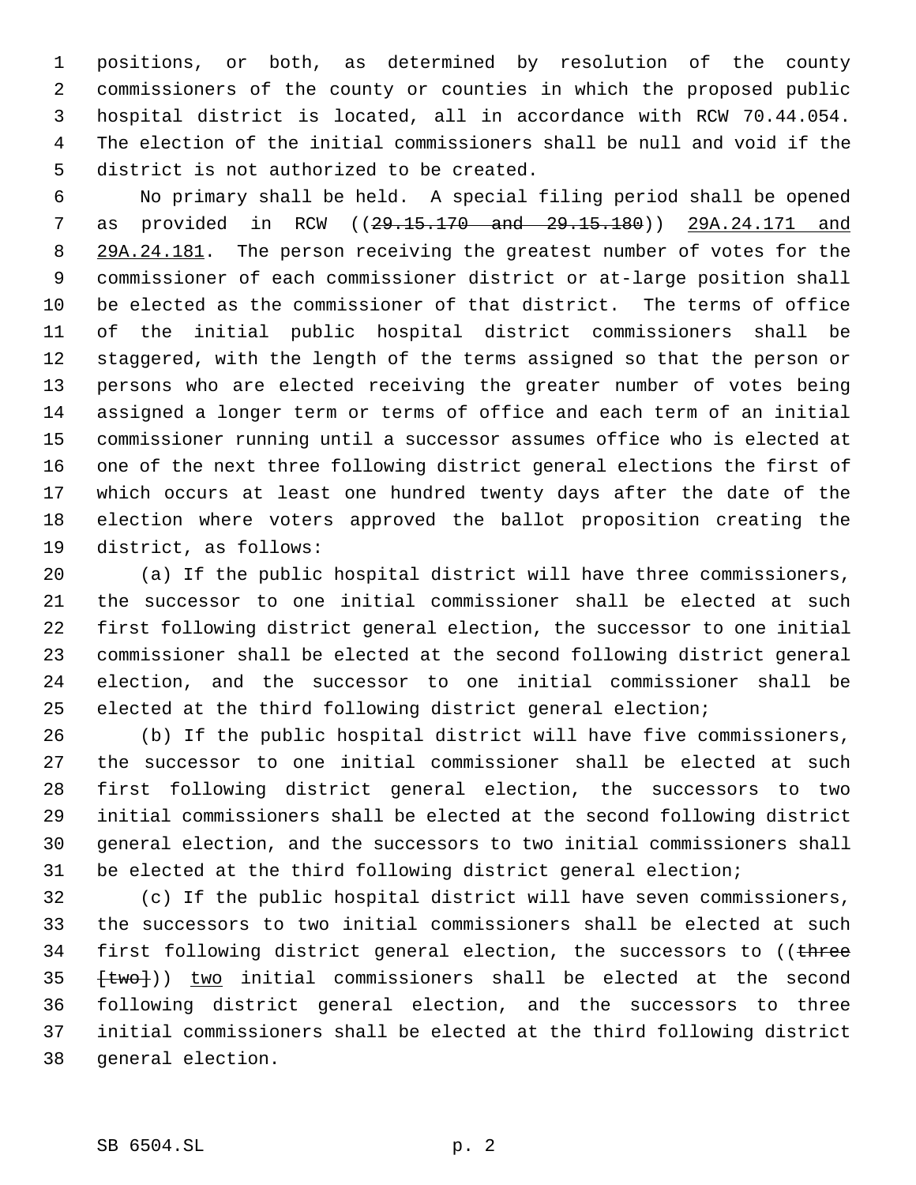positions, or both, as determined by resolution of the county commissioners of the county or counties in which the proposed public hospital district is located, all in accordance with RCW 70.44.054. The election of the initial commissioners shall be null and void if the district is not authorized to be created.

No primary shall be held. A special filing period shall be opened as provided in RCW ((~~29.15.170 and 29.15.180~~)) 29A.24.171 and 29A.24.181. The person receiving the greatest number of votes for the commissioner of each commissioner district or at-large position shall be elected as the commissioner of that district. The terms of office of the initial public hospital district commissioners shall be staggered, with the length of the terms assigned so that the person or persons who are elected receiving the greater number of votes being assigned a longer term or terms of office and each term of an initial commissioner running until a successor assumes office who is elected at one of the next three following district general elections the first of which occurs at least one hundred twenty days after the date of the election where voters approved the ballot proposition creating the district, as follows:

(a) If the public hospital district will have three commissioners, the successor to one initial commissioner shall be elected at such first following district general election, the successor to one initial commissioner shall be elected at the second following district general election, and the successor to one initial commissioner shall be elected at the third following district general election;

(b) If the public hospital district will have five commissioners, the successor to one initial commissioner shall be elected at such first following district general election, the successors to two initial commissioners shall be elected at the second following district general election, and the successors to two initial commissioners shall be elected at the third following district general election;

(c) If the public hospital district will have seven commissioners, the successors to two initial commissioners shall be elected at such first following district general election, the successors to ((~~three [two]~~)) two initial commissioners shall be elected at the second following district general election, and the successors to three initial commissioners shall be elected at the third following district general election.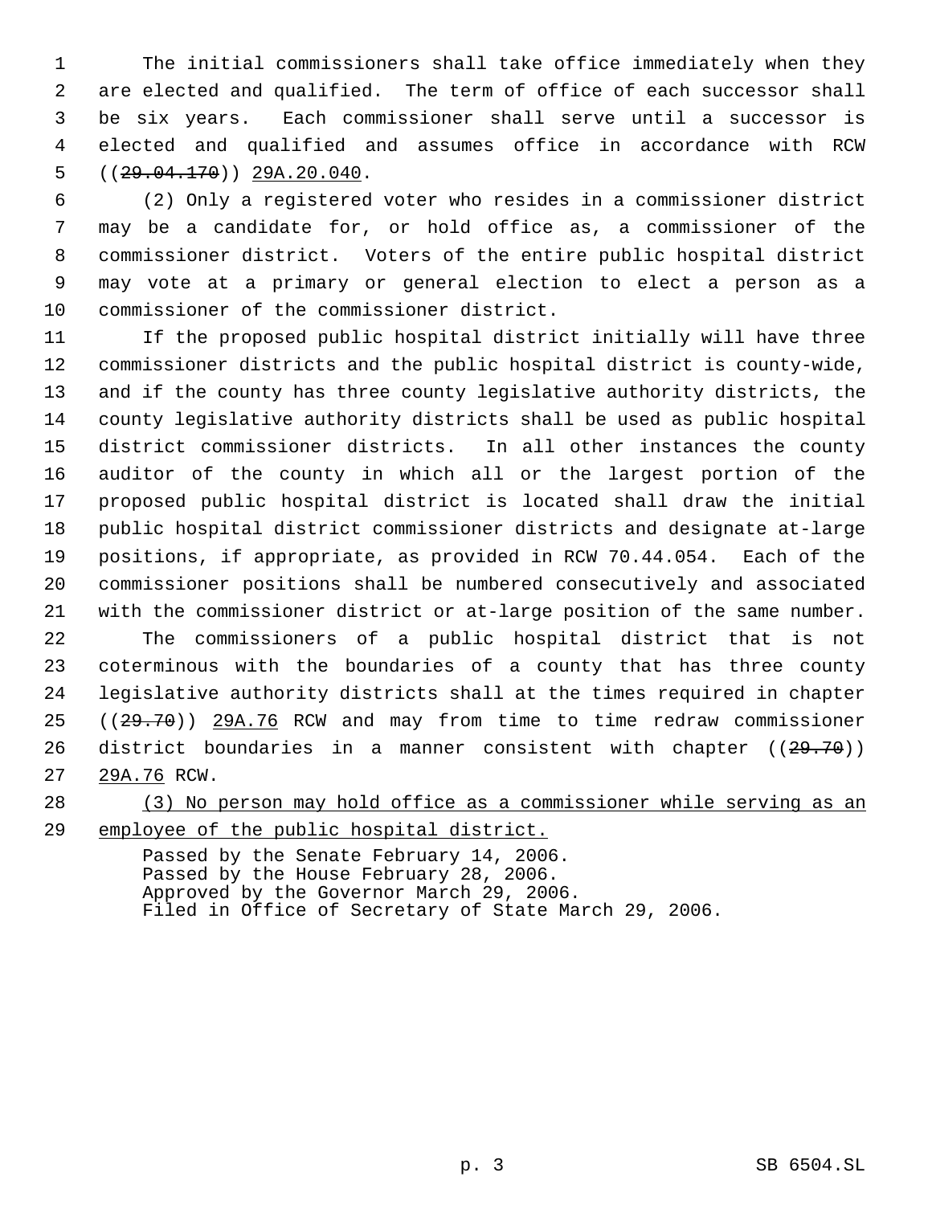The initial commissioners shall take office immediately when they are elected and qualified. The term of office of each successor shall be six years. Each commissioner shall serve until a successor is elected and qualified and assumes office in accordance with RCW ((~~29.04.170~~)) <u>29A.20.040</u>.

(2) Only a registered voter who resides in a commissioner district may be a candidate for, or hold office as, a commissioner of the commissioner district. Voters of the entire public hospital district may vote at a primary or general election to elect a person as a commissioner of the commissioner district.

If the proposed public hospital district initially will have three commissioner districts and the public hospital district is county-wide, and if the county has three county legislative authority districts, the county legislative authority districts shall be used as public hospital district commissioner districts. In all other instances the county auditor of the county in which all or the largest portion of the proposed public hospital district is located shall draw the initial public hospital district commissioner districts and designate at-large positions, if appropriate, as provided in RCW 70.44.054. Each of the commissioner positions shall be numbered consecutively and associated with the commissioner district or at-large position of the same number.

The commissioners of a public hospital district that is not coterminous with the boundaries of a county that has three county legislative authority districts shall at the times required in chapter ((~~29.70~~)) <u>29A.76</u> RCW and may from time to time redraw commissioner district boundaries in a manner consistent with chapter ((~~29.70~~)) <u>29A.76</u> RCW.

<u>(3) No person may hold office as a commissioner while serving as an employee of the public hospital district.</u>

Passed by the Senate February 14, 2006.
Passed by the House February 28, 2006.
Approved by the Governor March 29, 2006.
Filed in Office of Secretary of State March 29, 2006.